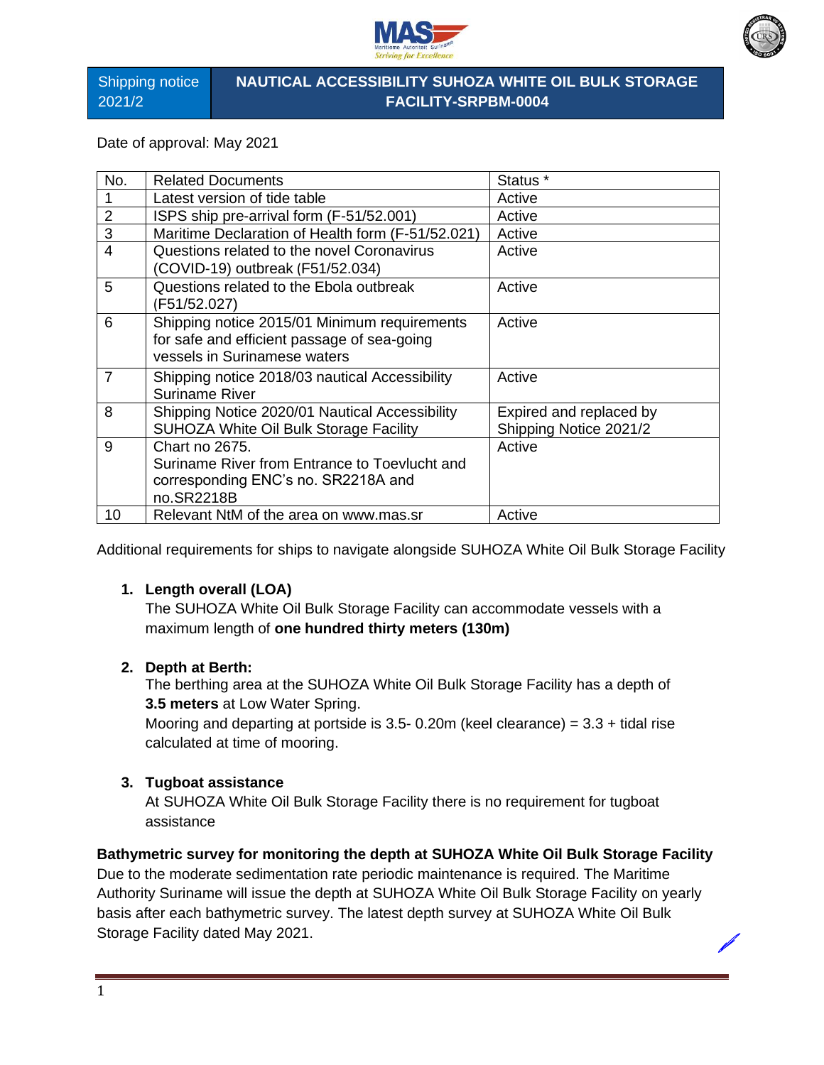| Shipping notice 2021/2 | NAUTICAL ACCESSIBILITY SUHOZA WHITE OIL BULK STORAGE FACILITY-SRPBM-0004 |
|---|---|

Date of approval: May 2021

| No. | Related Documents | Status * |
|---|---|---|
| 1 | Latest version of tide table | Active |
| 2 | ISPS ship pre-arrival form (F-51/52.001) | Active |
| 3 | Maritime Declaration of Health form (F-51/52.021) | Active |
| 4 | Questions related to the novel Coronavirus (COVID-19) outbreak (F51/52.034) | Active |
| 5 | Questions related to the Ebola outbreak (F51/52.027) | Active |
| 6 | Shipping notice 2015/01 Minimum requirements for safe and efficient passage of sea-going vessels in Surinamese waters | Active |
| 7 | Shipping notice 2018/03 nautical Accessibility Suriname River | Active |
| 8 | Shipping Notice 2020/01 Nautical Accessibility SUHOZA White Oil Bulk Storage Facility | Expired and replaced by Shipping Notice 2021/2 |
| 9 | Chart no 2675. Suriname River from Entrance to Toevlucht and corresponding ENC's no. SR2218A and no.SR2218B | Active |
| 10 | Relevant NtM of the area on www.mas.sr | Active |

Additional requirements for ships to navigate alongside SUHOZA White Oil Bulk Storage Facility

1. **Length overall (LOA)**
   The SUHOZA White Oil Bulk Storage Facility can accommodate vessels with a maximum length of **one hundred thirty meters (130m)**

2. **Depth at Berth:**
   The berthing area at the SUHOZA White Oil Bulk Storage Facility has a depth of **3.5 meters** at Low Water Spring.
   Mooring and departing at portside is 3.5- 0.20m (keel clearance) = 3.3 + tidal rise calculated at time of mooring.

3. **Tugboat assistance**
   At SUHOZA White Oil Bulk Storage Facility there is no requirement for tugboat assistance

**Bathymetric survey for monitoring the depth at SUHOZA White Oil Bulk Storage Facility**
Due to the moderate sedimentation rate periodic maintenance is required. The Maritime Authority Suriname will issue the depth at SUHOZA White Oil Bulk Storage Facility on yearly basis after each bathymetric survey. The latest depth survey at SUHOZA White Oil Bulk Storage Facility dated May 2021.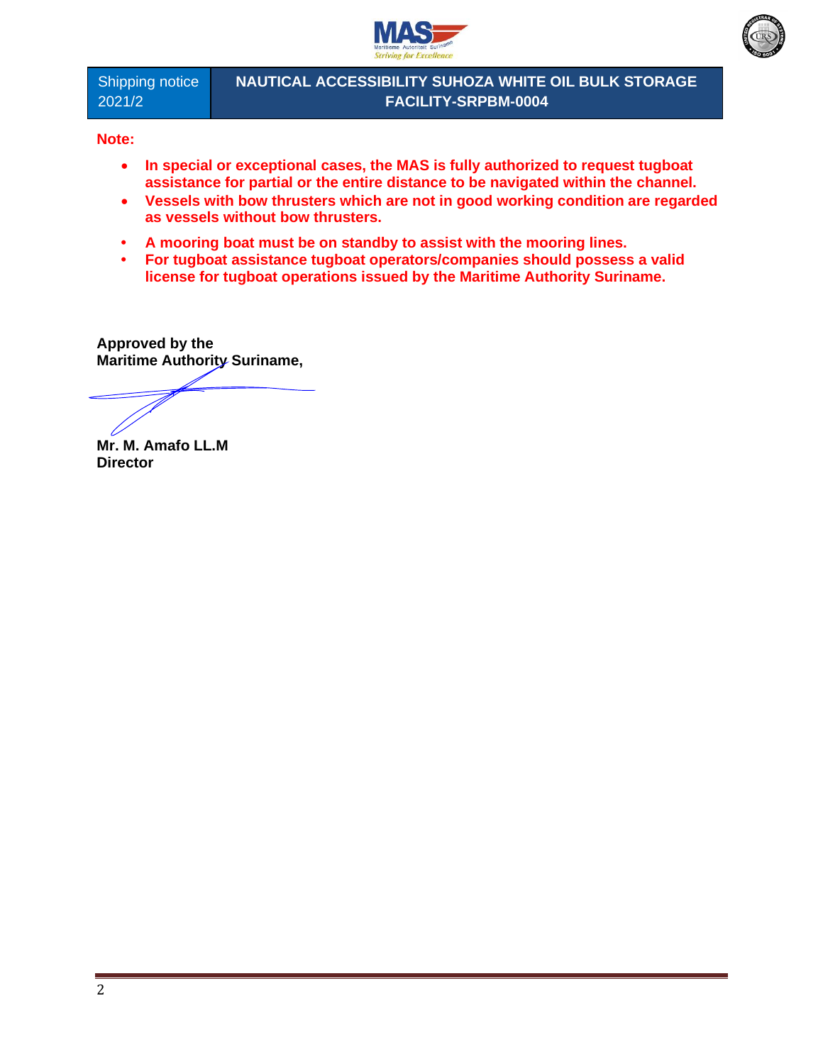| Shipping notice 2021/2 | NAUTICAL ACCESSIBILITY SUHOZA WHITE OIL BULK STORAGE FACILITY-SRPBM-0004 |
| --- | --- |

**Note:**

- **In special or exceptional cases, the MAS is fully authorized to request tugboat assistance for partial or the entire distance to be navigated within the channel.**
- **Vessels with bow thrusters which are not in good working condition are regarded as vessels without bow thrusters.**
- **A mooring boat must be on standby to assist with the mooring lines.**
- **For tugboat assistance tugboat operators/companies should possess a valid license for tugboat operations issued by the Maritime Authority Suriname.**

**Approved by the**
**Maritime Authority Suriname,**

**Mr. M. Amafo LL.M**
**Director**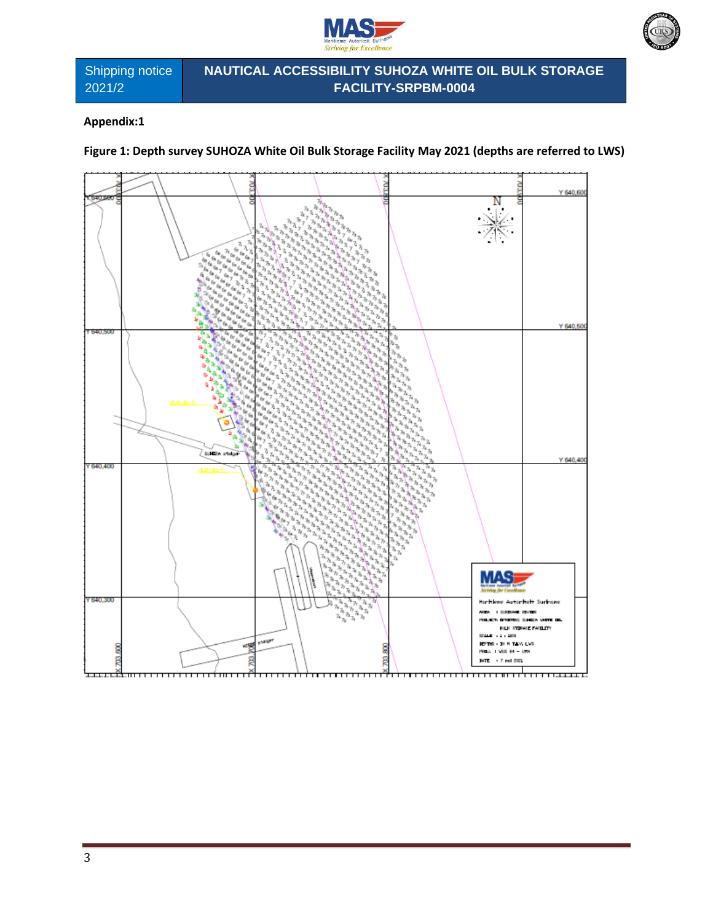| Shipping notice 2021/2 | NAUTICAL ACCESSIBILITY SUHOZA WHITE OIL BULK STORAGE FACILITY-SRPBM-0004 |
|---|---|

**Appendix:1**

**Figure 1: Depth survey SUHOZA White Oil Bulk Storage Facility May 2021 (depths are referred to LWS)**

Y 640,600

Y 640,500

Y 640,400

Y 640,300

X 703,600

X 703,700

X 703,800

N

SUHOZA steiger

Maritieme Autoriteit Suriname

AREA : SURINAME RIVER

PROJECT: OPMETING SUHOZA WHITE OIL BULK STORAGE FACILITY

SCALE : 1 : 1000

DEPTHS : IN M T.A.V. LWS

PROJ. : WGS 84 – UTM

DATE : 7 mei 2021